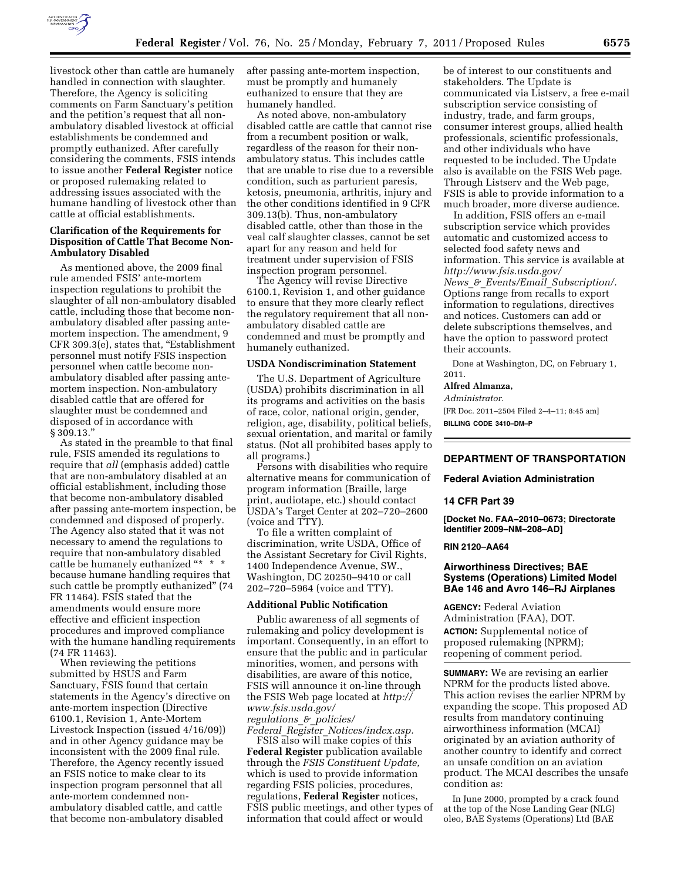livestock other than cattle are humanely handled in connection with slaughter. Therefore, the Agency is soliciting comments on Farm Sanctuary's petition and the petition's request that all non-ambulatory disabled livestock at official establishments be condemned and promptly euthanized. After carefully considering the comments, FSIS intends to issue another **Federal Register** notice or proposed rulemaking related to addressing issues associated with the humane handling of livestock other than cattle at official establishments.

### Clarification of the Requirements for Disposition of Cattle That Become Non-Ambulatory Disabled

As mentioned above, the 2009 final rule amended FSIS' ante-mortem inspection regulations to prohibit the slaughter of all non-ambulatory disabled cattle, including those that become non-ambulatory disabled after passing ante-mortem inspection. The amendment, 9 CFR 309.3(e), states that, "Establishment personnel must notify FSIS inspection personnel when cattle become non-ambulatory disabled after passing ante-mortem inspection. Non-ambulatory disabled cattle that are offered for slaughter must be condemned and disposed of in accordance with § 309.13."

As stated in the preamble to that final rule, FSIS amended its regulations to require that *all* (emphasis added) cattle that are non-ambulatory disabled at an official establishment, including those that become non-ambulatory disabled after passing ante-mortem inspection, be condemned and disposed of properly. The Agency also stated that it was not necessary to amend the regulations to require that non-ambulatory disabled cattle be humanely euthanized "* * * because humane handling requires that such cattle be promptly euthanized" (74 FR 11464). FSIS stated that the amendments would ensure more effective and efficient inspection procedures and improved compliance with the humane handling requirements (74 FR 11463).

When reviewing the petitions submitted by HSUS and Farm Sanctuary, FSIS found that certain statements in the Agency's directive on ante-mortem inspection (Directive 6100.1, Revision 1, Ante-Mortem Livestock Inspection (issued 4/16/09)) and in other Agency guidance may be inconsistent with the 2009 final rule. Therefore, the Agency recently issued an FSIS notice to make clear to its inspection program personnel that all ante-mortem condemned non-ambulatory disabled cattle, and cattle that become non-ambulatory disabled after passing ante-mortem inspection, must be promptly and humanely euthanized to ensure that they are humanely handled.

As noted above, non-ambulatory disabled cattle are cattle that cannot rise from a recumbent position or walk, regardless of the reason for their non-ambulatory status. This includes cattle that are unable to rise due to a reversible condition, such as parturient paresis, ketosis, pneumonia, arthritis, injury and the other conditions identified in 9 CFR 309.13(b). Thus, non-ambulatory disabled cattle, other than those in the veal calf slaughter classes, cannot be set apart for any reason and held for treatment under supervision of FSIS inspection program personnel.

The Agency will revise Directive 6100.1, Revision 1, and other guidance to ensure that they more clearly reflect the regulatory requirement that all non-ambulatory disabled cattle are condemned and must be promptly and humanely euthanized.

### USDA Nondiscrimination Statement

The U.S. Department of Agriculture (USDA) prohibits discrimination in all its programs and activities on the basis of race, color, national origin, gender, religion, age, disability, political beliefs, sexual orientation, and marital or family status. (Not all prohibited bases apply to all programs.)

Persons with disabilities who require alternative means for communication of program information (Braille, large print, audiotape, etc.) should contact USDA's Target Center at 202–720–2600 (voice and TTY).

To file a written complaint of discrimination, write USDA, Office of the Assistant Secretary for Civil Rights, 1400 Independence Avenue, SW., Washington, DC 20250–9410 or call 202–720–5964 (voice and TTY).

### Additional Public Notification

Public awareness of all segments of rulemaking and policy development is important. Consequently, in an effort to ensure that the public and in particular minorities, women, and persons with disabilities, are aware of this notice, FSIS will announce it on-line through the FSIS Web page located at *http://www.fsis.usda.gov/regulations_&_policies/Federal_Register_Notices/index.asp.*

FSIS also will make copies of this **Federal Register** publication available through the *FSIS Constituent Update,* which is used to provide information regarding FSIS policies, procedures, regulations, **Federal Register** notices, FSIS public meetings, and other types of information that could affect or would be of interest to our constituents and stakeholders. The Update is communicated via Listserv, a free e-mail subscription service consisting of industry, trade, and farm groups, consumer interest groups, allied health professionals, scientific professionals, and other individuals who have requested to be included. The Update also is available on the FSIS Web page. Through Listserv and the Web page, FSIS is able to provide information to a much broader, more diverse audience.

In addition, FSIS offers an e-mail subscription service which provides automatic and customized access to selected food safety news and information. This service is available at *http://www.fsis.usda.gov/News_&_Events/Email_Subscription/.* Options range from recalls to export information to regulations, directives and notices. Customers can add or delete subscriptions themselves, and have the option to password protect their accounts.

Done at Washington, DC, on February 1, 2011.

**Alfred Almanza,**

*Administrator.*

[FR Doc. 2011–2504 Filed 2–4–11; 8:45 am]

**BILLING CODE 3410–DM–P**

---

## DEPARTMENT OF TRANSPORTATION

### Federal Aviation Administration

### 14 CFR Part 39

**[Docket No. FAA–2010–0673; Directorate Identifier 2009–NM–208–AD]**

**RIN 2120–AA64**

### Airworthiness Directives; BAE Systems (Operations) Limited Model BAe 146 and Avro 146–RJ Airplanes

**AGENCY:** Federal Aviation Administration (FAA), DOT.

**ACTION:** Supplemental notice of proposed rulemaking (NPRM); reopening of comment period.

**SUMMARY:** We are revising an earlier NPRM for the products listed above. This action revises the earlier NPRM by expanding the scope. This proposed AD results from mandatory continuing airworthiness information (MCAI) originated by an aviation authority of another country to identify and correct an unsafe condition on an aviation product. The MCAI describes the unsafe condition as:

In June 2000, prompted by a crack found at the top of the Nose Landing Gear (NLG) oleo, BAE Systems (Operations) Ltd (BAE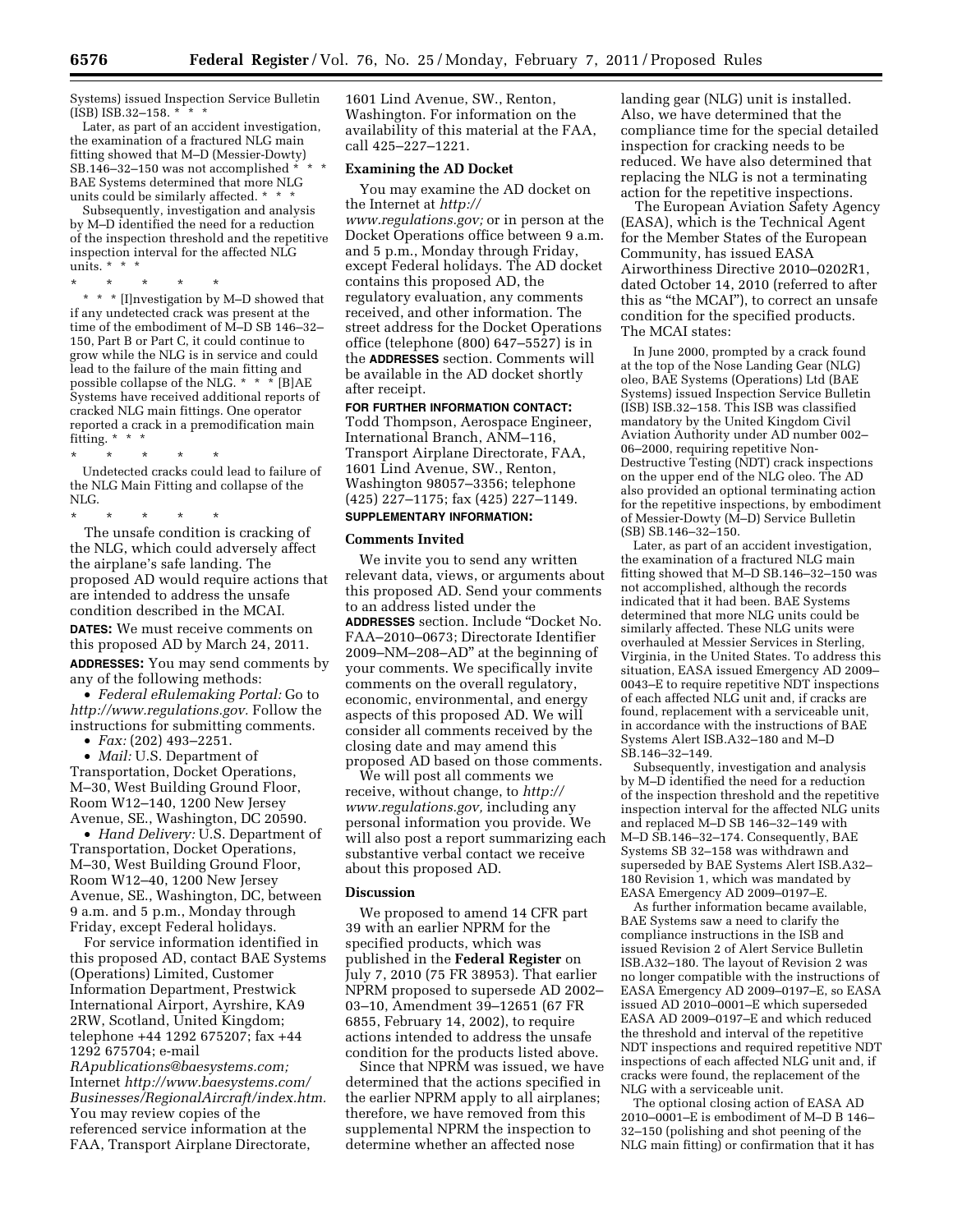Systems) issued Inspection Service Bulletin (ISB) ISB.32–158. * * *

Later, as part of an accident investigation, the examination of a fractured NLG main fitting showed that M–D (Messier-Dowty) SB.146–32–150 was not accomplished * * * BAE Systems determined that more NLG units could be similarly affected. * * *

Subsequently, investigation and analysis by M–D identified the need for a reduction of the inspection threshold and the repetitive inspection interval for the affected NLG units. * * *

\* \* \* \* \*

\* \* \* [I]nvestigation by M–D showed that if any undetected crack was present at the time of the embodiment of M–D SB 146–32–150, Part B or Part C, it could continue to grow while the NLG is in service and could lead to the failure of the main fitting and possible collapse of the NLG. * * * [B]AE Systems have received additional reports of cracked NLG main fittings. One operator reported a crack in a premodification main fitting. * * *

\* \* \* \* \*

Undetected cracks could lead to failure of the NLG Main Fitting and collapse of the NLG.

\* \* \* \* \*

The unsafe condition is cracking of the NLG, which could adversely affect the airplane's safe landing. The proposed AD would require actions that are intended to address the unsafe condition described in the MCAI.

**DATES:** We must receive comments on this proposed AD by March 24, 2011.

**ADDRESSES:** You may send comments by any of the following methods:

- *Federal eRulemaking Portal:* Go to *http://www.regulations.gov.* Follow the instructions for submitting comments.
- *Fax:* (202) 493–2251.
- *Mail:* U.S. Department of Transportation, Docket Operations, M–30, West Building Ground Floor, Room W12–140, 1200 New Jersey Avenue, SE., Washington, DC 20590.
- *Hand Delivery:* U.S. Department of Transportation, Docket Operations, M–30, West Building Ground Floor, Room W12–40, 1200 New Jersey Avenue, SE., Washington, DC, between 9 a.m. and 5 p.m., Monday through Friday, except Federal holidays.

For service information identified in this proposed AD, contact BAE Systems (Operations) Limited, Customer Information Department, Prestwick International Airport, Ayrshire, KA9 2RW, Scotland, United Kingdom; telephone +44 1292 675207; fax +44 1292 675704; e-mail *RApublications@baesystems.com;* Internet *http://www.baesystems.com/Businesses/RegionalAircraft/index.htm.* You may review copies of the referenced service information at the FAA, Transport Airplane Directorate, 1601 Lind Avenue, SW., Renton, Washington. For information on the availability of this material at the FAA, call 425–227–1221.

## Examining the AD Docket

You may examine the AD docket on the Internet at *http://www.regulations.gov;* or in person at the Docket Operations office between 9 a.m. and 5 p.m., Monday through Friday, except Federal holidays. The AD docket contains this proposed AD, the regulatory evaluation, any comments received, and other information. The street address for the Docket Operations office (telephone (800) 647–5527) is in the **ADDRESSES** section. Comments will be available in the AD docket shortly after receipt.

**FOR FURTHER INFORMATION CONTACT:** Todd Thompson, Aerospace Engineer, International Branch, ANM–116, Transport Airplane Directorate, FAA, 1601 Lind Avenue, SW., Renton, Washington 98057–3356; telephone (425) 227–1175; fax (425) 227–1149.

**SUPPLEMENTARY INFORMATION:**

## Comments Invited

We invite you to send any written relevant data, views, or arguments about this proposed AD. Send your comments to an address listed under the **ADDRESSES** section. Include "Docket No. FAA–2010–0673; Directorate Identifier 2009–NM–208–AD" at the beginning of your comments. We specifically invite comments on the overall regulatory, economic, environmental, and energy aspects of this proposed AD. We will consider all comments received by the closing date and may amend this proposed AD based on those comments.

We will post all comments we receive, without change, to *http://www.regulations.gov,* including any personal information you provide. We will also post a report summarizing each substantive verbal contact we receive about this proposed AD.

## Discussion

We proposed to amend 14 CFR part 39 with an earlier NPRM for the specified products, which was published in the **Federal Register** on July 7, 2010 (75 FR 38953). That earlier NPRM proposed to supersede AD 2002–03–10, Amendment 39–12651 (67 FR 6855, February 14, 2002), to require actions intended to address the unsafe condition for the products listed above.

Since that NPRM was issued, we have determined that the actions specified in the earlier NPRM apply to all airplanes; therefore, we have removed from this supplemental NPRM the inspection to determine whether an affected nose landing gear (NLG) unit is installed. Also, we have determined that the compliance time for the special detailed inspection for cracking needs to be reduced. We have also determined that replacing the NLG is not a terminating action for the repetitive inspections.

The European Aviation Safety Agency (EASA), which is the Technical Agent for the Member States of the European Community, has issued EASA Airworthiness Directive 2010–0202R1, dated October 14, 2010 (referred to after this as "the MCAI"), to correct an unsafe condition for the specified products. The MCAI states:

In June 2000, prompted by a crack found at the top of the Nose Landing Gear (NLG) oleo, BAE Systems (Operations) Ltd (BAE Systems) issued Inspection Service Bulletin (ISB) ISB.32–158. This ISB was classified mandatory by the United Kingdom Civil Aviation Authority under AD number 002–06–2000, requiring repetitive Non-Destructive Testing (NDT) crack inspections on the upper end of the NLG oleo. The AD also provided an optional terminating action for the repetitive inspections, by embodiment of Messier-Dowty (M–D) Service Bulletin (SB) SB.146–32–150.

Later, as part of an accident investigation, the examination of a fractured NLG main fitting showed that M–D SB.146–32–150 was not accomplished, although the records indicated that it had been. BAE Systems determined that more NLG units could be similarly affected. These NLG units were overhauled at Messier Services in Sterling, Virginia, in the United States. To address this situation, EASA issued Emergency AD 2009–0043–E to require repetitive NDT inspections of each affected NLG unit and, if cracks are found, replacement with a serviceable unit, in accordance with the instructions of BAE Systems Alert ISB.A32–180 and M–D SB.146–32–149.

Subsequently, investigation and analysis by M–D identified the need for a reduction of the inspection threshold and the repetitive inspection interval for the affected NLG units and replaced M–D SB 146–32–149 with M–D SB.146–32–174. Consequently, BAE Systems SB 32–158 was withdrawn and superseded by BAE Systems Alert ISB.A32–180 Revision 1, which was mandated by EASA Emergency AD 2009–0197–E.

As further information became available, BAE Systems saw a need to clarify the compliance instructions in the ISB and issued Revision 2 of Alert Service Bulletin ISB.A32–180. The layout of Revision 2 was no longer compatible with the instructions of EASA Emergency AD 2009–0197–E, so EASA issued AD 2010–0001–E which superseded EASA AD 2009–0197–E and which reduced the threshold and interval of the repetitive NDT inspections and required repetitive NDT inspections of each affected NLG unit and, if cracks were found, the replacement of the NLG with a serviceable unit.

The optional closing action of EASA AD 2010–0001–E is embodiment of M–D B 146–32–150 (polishing and shot peening of the NLG main fitting) or confirmation that it has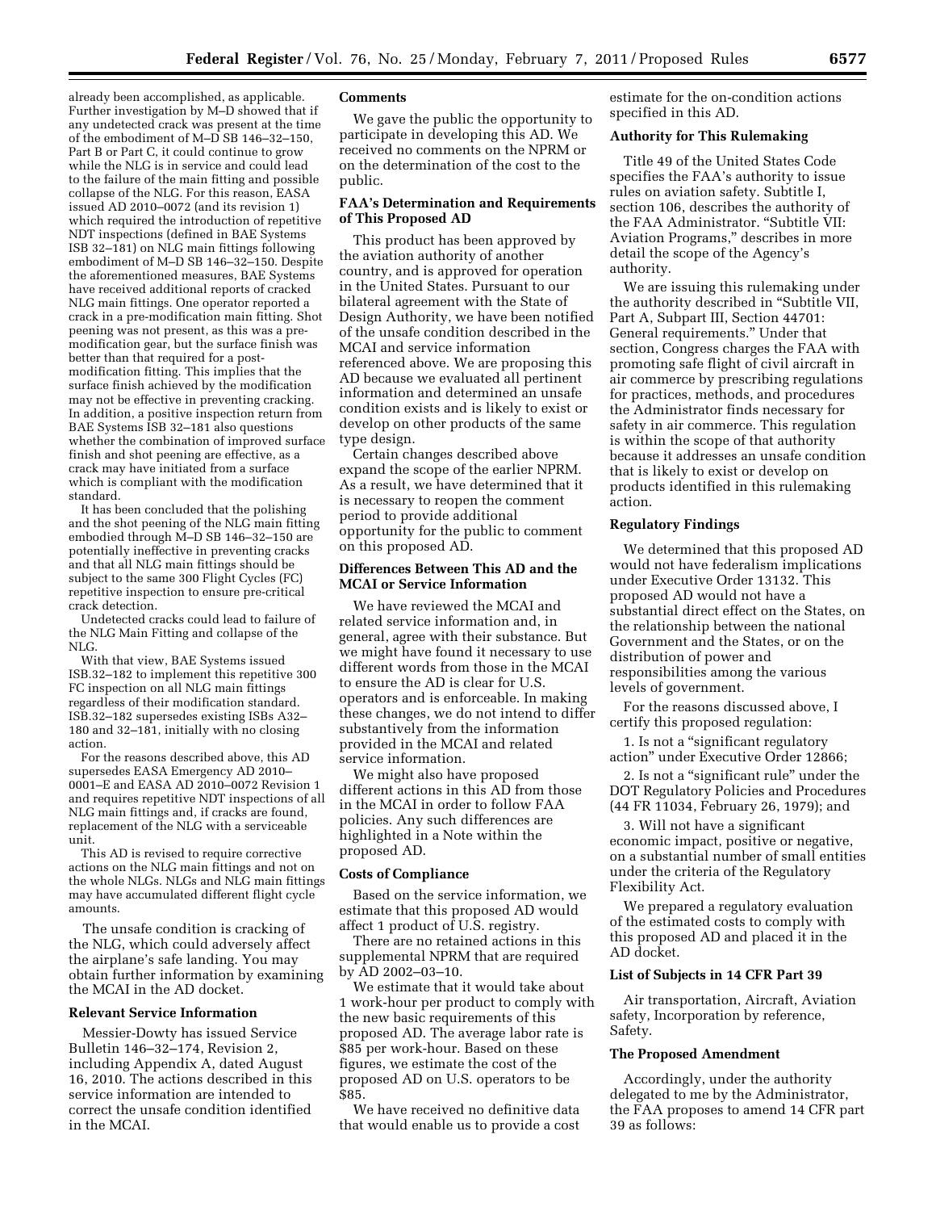already been accomplished, as applicable. Further investigation by M–D showed that if any undetected crack was present at the time of the embodiment of M–D SB 146–32–150, Part B or Part C, it could continue to grow while the NLG is in service and could lead to the failure of the main fitting and possible collapse of the NLG. For this reason, EASA issued AD 2010–0072 (and its revision 1) which required the introduction of repetitive NDT inspections (defined in BAE Systems ISB 32–181) on NLG main fittings following embodiment of M–D SB 146–32–150. Despite the aforementioned measures, BAE Systems have received additional reports of cracked NLG main fittings. One operator reported a crack in a pre-modification main fitting. Shot peening was not present, as this was a pre-modification gear, but the surface finish was better than that required for a post-modification fitting. This implies that the surface finish achieved by the modification may not be effective in preventing cracking. In addition, a positive inspection return from BAE Systems ISB 32–181 also questions whether the combination of improved surface finish and shot peening are effective, as a crack may have initiated from a surface which is compliant with the modification standard.

It has been concluded that the polishing and the shot peening of the NLG main fitting embodied through M–D SB 146–32–150 are potentially ineffective in preventing cracks and that all NLG main fittings should be subject to the same 300 Flight Cycles (FC) repetitive inspection to ensure pre-critical crack detection.

Undetected cracks could lead to failure of the NLG Main Fitting and collapse of the NLG.

With that view, BAE Systems issued ISB.32–182 to implement this repetitive 300 FC inspection on all NLG main fittings regardless of their modification standard. ISB.32–182 supersedes existing ISBs A32–180 and 32–181, initially with no closing action.

For the reasons described above, this AD supersedes EASA Emergency AD 2010–0001–E and EASA AD 2010–0072 Revision 1 and requires repetitive NDT inspections of all NLG main fittings and, if cracks are found, replacement of the NLG with a serviceable unit.

This AD is revised to require corrective actions on the NLG main fittings and not on the whole NLGs. NLGs and NLG main fittings may have accumulated different flight cycle amounts.

The unsafe condition is cracking of the NLG, which could adversely affect the airplane's safe landing. You may obtain further information by examining the MCAI in the AD docket.

### Relevant Service Information

Messier-Dowty has issued Service Bulletin 146–32–174, Revision 2, including Appendix A, dated August 16, 2010. The actions described in this service information are intended to correct the unsafe condition identified in the MCAI.

### Comments

We gave the public the opportunity to participate in developing this AD. We received no comments on the NPRM or on the determination of the cost to the public.

### FAA's Determination and Requirements of This Proposed AD

This product has been approved by the aviation authority of another country, and is approved for operation in the United States. Pursuant to our bilateral agreement with the State of Design Authority, we have been notified of the unsafe condition described in the MCAI and service information referenced above. We are proposing this AD because we evaluated all pertinent information and determined an unsafe condition exists and is likely to exist or develop on other products of the same type design.

Certain changes described above expand the scope of the earlier NPRM. As a result, we have determined that it is necessary to reopen the comment period to provide additional opportunity for the public to comment on this proposed AD.

### Differences Between This AD and the MCAI or Service Information

We have reviewed the MCAI and related service information and, in general, agree with their substance. But we might have found it necessary to use different words from those in the MCAI to ensure the AD is clear for U.S. operators and is enforceable. In making these changes, we do not intend to differ substantively from the information provided in the MCAI and related service information.

We might also have proposed different actions in this AD from those in the MCAI in order to follow FAA policies. Any such differences are highlighted in a Note within the proposed AD.

### Costs of Compliance

Based on the service information, we estimate that this proposed AD would affect 1 product of U.S. registry.

There are no retained actions in this supplemental NPRM that are required by AD 2002–03–10.

We estimate that it would take about 1 work-hour per product to comply with the new basic requirements of this proposed AD. The average labor rate is $85 per work-hour. Based on these figures, we estimate the cost of the proposed AD on U.S. operators to be $85.

We have received no definitive data that would enable us to provide a cost estimate for the on-condition actions specified in this AD.

### Authority for This Rulemaking

Title 49 of the United States Code specifies the FAA's authority to issue rules on aviation safety. Subtitle I, section 106, describes the authority of the FAA Administrator. "Subtitle VII: Aviation Programs," describes in more detail the scope of the Agency's authority.

We are issuing this rulemaking under the authority described in "Subtitle VII, Part A, Subpart III, Section 44701: General requirements." Under that section, Congress charges the FAA with promoting safe flight of civil aircraft in air commerce by prescribing regulations for practices, methods, and procedures the Administrator finds necessary for safety in air commerce. This regulation is within the scope of that authority because it addresses an unsafe condition that is likely to exist or develop on products identified in this rulemaking action.

### Regulatory Findings

We determined that this proposed AD would not have federalism implications under Executive Order 13132. This proposed AD would not have a substantial direct effect on the States, on the relationship between the national Government and the States, or on the distribution of power and responsibilities among the various levels of government.

For the reasons discussed above, I certify this proposed regulation:

1. Is not a "significant regulatory action" under Executive Order 12866;

2. Is not a "significant rule" under the DOT Regulatory Policies and Procedures (44 FR 11034, February 26, 1979); and

3. Will not have a significant economic impact, positive or negative, on a substantial number of small entities under the criteria of the Regulatory Flexibility Act.

We prepared a regulatory evaluation of the estimated costs to comply with this proposed AD and placed it in the AD docket.

### List of Subjects in 14 CFR Part 39

Air transportation, Aircraft, Aviation safety, Incorporation by reference, Safety.

### The Proposed Amendment

Accordingly, under the authority delegated to me by the Administrator, the FAA proposes to amend 14 CFR part 39 as follows: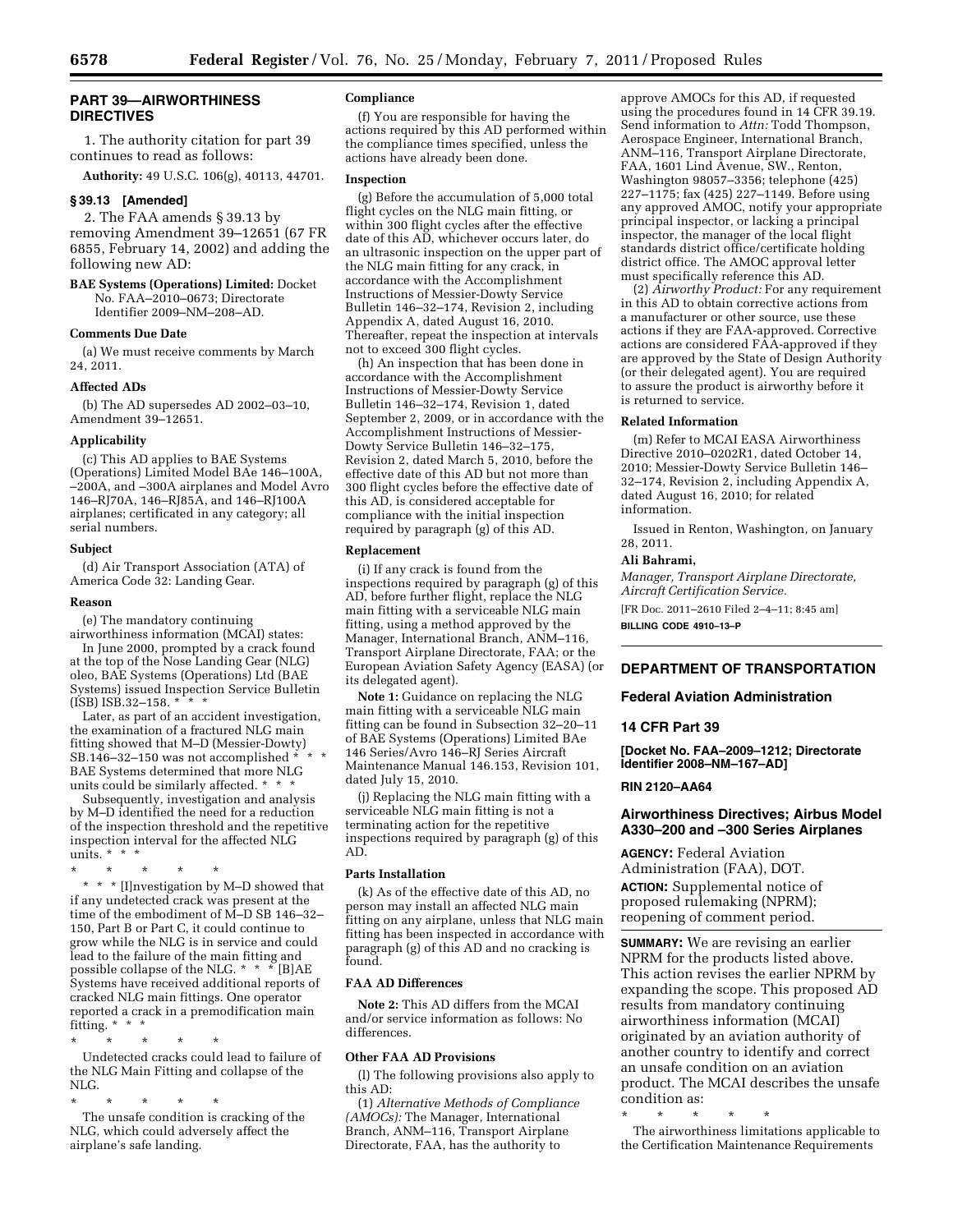## PART 39—AIRWORTHINESS DIRECTIVES

1. The authority citation for part 39 continues to read as follows:

**Authority:** 49 U.S.C. 106(g), 40113, 44701.

### § 39.13 [Amended]

2. The FAA amends § 39.13 by removing Amendment 39–12651 (67 FR 6855, February 14, 2002) and adding the following new AD:

**BAE Systems (Operations) Limited:** Docket No. FAA–2010–0673; Directorate Identifier 2009–NM–208–AD.

#### Comments Due Date

(a) We must receive comments by March 24, 2011.

#### Affected ADs

(b) The AD supersedes AD 2002–03–10, Amendment 39–12651.

#### Applicability

(c) This AD applies to BAE Systems (Operations) Limited Model BAe 146–100A, –200A, and –300A airplanes and Model Avro 146–RJ70A, 146–RJ85A, and 146–RJ100A airplanes; certificated in any category; all serial numbers.

#### Subject

(d) Air Transport Association (ATA) of America Code 32: Landing Gear.

#### Reason

(e) The mandatory continuing airworthiness information (MCAI) states:

In June 2000, prompted by a crack found at the top of the Nose Landing Gear (NLG) oleo, BAE Systems (Operations) Ltd (BAE Systems) issued Inspection Service Bulletin (ISB) ISB.32–158. * * *

Later, as part of an accident investigation, the examination of a fractured NLG main fitting showed that M–D (Messier-Dowty) SB.146–32–150 was not accomplished * * * BAE Systems determined that more NLG units could be similarly affected. * * *

Subsequently, investigation and analysis by M–D identified the need for a reduction of the inspection threshold and the repetitive inspection interval for the affected NLG units. * * *

\* \* \* \* \*

\* \* \* [I]nvestigation by M–D showed that if any undetected crack was present at the time of the embodiment of M–D SB 146–32–150, Part B or Part C, it could continue to grow while the NLG is in service and could lead to the failure of the main fitting and possible collapse of the NLG. * * * [B]AE Systems have received additional reports of cracked NLG main fittings. One operator reported a crack in a premodification main fitting. * * *

\* \* \* \* \*

Undetected cracks could lead to failure of the NLG Main Fitting and collapse of the NLG.

\* \* \* \* \*

The unsafe condition is cracking of the NLG, which could adversely affect the airplane's safe landing.

#### Compliance

(f) You are responsible for having the actions required by this AD performed within the compliance times specified, unless the actions have already been done.

#### Inspection

(g) Before the accumulation of 5,000 total flight cycles on the NLG main fitting, or within 300 flight cycles after the effective date of this AD, whichever occurs later, do an ultrasonic inspection on the upper part of the NLG main fitting for any crack, in accordance with the Accomplishment Instructions of Messier-Dowty Service Bulletin 146–32–174, Revision 2, including Appendix A, dated August 16, 2010. Thereafter, repeat the inspection at intervals not to exceed 300 flight cycles.

(h) An inspection that has been done in accordance with the Accomplishment Instructions of Messier-Dowty Service Bulletin 146–32–174, Revision 1, dated September 2, 2009, or in accordance with the Accomplishment Instructions of Messier-Dowty Service Bulletin 146–32–175, Revision 2, dated March 5, 2010, before the effective date of this AD but not more than 300 flight cycles before the effective date of this AD, is considered acceptable for compliance with the initial inspection required by paragraph (g) of this AD.

#### Replacement

(i) If any crack is found from the inspections required by paragraph (g) of this AD, before further flight, replace the NLG main fitting with a serviceable NLG main fitting, using a method approved by the Manager, International Branch, ANM–116, Transport Airplane Directorate, FAA; or the European Aviation Safety Agency (EASA) (or its delegated agent).

**Note 1:** Guidance on replacing the NLG main fitting with a serviceable NLG main fitting can be found in Subsection 32–20–11 of BAE Systems (Operations) Limited BAe 146 Series/Avro 146–RJ Series Aircraft Maintenance Manual 146.153, Revision 101, dated July 15, 2010.

(j) Replacing the NLG main fitting with a serviceable NLG main fitting is not a terminating action for the repetitive inspections required by paragraph (g) of this AD.

#### Parts Installation

(k) As of the effective date of this AD, no person may install an affected NLG main fitting on any airplane, unless that NLG main fitting has been inspected in accordance with paragraph (g) of this AD and no cracking is found.

#### FAA AD Differences

**Note 2:** This AD differs from the MCAI and/or service information as follows: No differences.

#### Other FAA AD Provisions

(l) The following provisions also apply to this AD:

(1) *Alternative Methods of Compliance (AMOCs):* The Manager, International Branch, ANM–116, Transport Airplane Directorate, FAA, has the authority to approve AMOCs for this AD, if requested using the procedures found in 14 CFR 39.19. Send information to *Attn:* Todd Thompson, Aerospace Engineer, International Branch, ANM–116, Transport Airplane Directorate, FAA, 1601 Lind Avenue, SW., Renton, Washington 98057–3356; telephone (425) 227–1175; fax (425) 227–1149. Before using any approved AMOC, notify your appropriate principal inspector, or lacking a principal inspector, the manager of the local flight standards district office/certificate holding district office. The AMOC approval letter must specifically reference this AD.

(2) *Airworthy Product:* For any requirement in this AD to obtain corrective actions from a manufacturer or other source, use these actions if they are FAA-approved. Corrective actions are considered FAA-approved if they are approved by the State of Design Authority (or their delegated agent). You are required to assure the product is airworthy before it is returned to service.

#### Related Information

(m) Refer to MCAI EASA Airworthiness Directive 2010–0202R1, dated October 14, 2010; Messier-Dowty Service Bulletin 146–32–174, Revision 2, including Appendix A, dated August 16, 2010; for related information.

Issued in Renton, Washington, on January 28, 2011.

**Ali Bahrami,**

*Manager, Transport Airplane Directorate, Aircraft Certification Service.*

[FR Doc. 2011–2610 Filed 2–4–11; 8:45 am]

**BILLING CODE 4910–13–P**

---

## DEPARTMENT OF TRANSPORTATION

## Federal Aviation Administration

## 14 CFR Part 39

**[Docket No. FAA–2009–1212; Directorate Identifier 2008–NM–167–AD]**

**RIN 2120–AA64**

## Airworthiness Directives; Airbus Model A330–200 and –300 Series Airplanes

**AGENCY:** Federal Aviation Administration (FAA), DOT.

**ACTION:** Supplemental notice of proposed rulemaking (NPRM); reopening of comment period.

**SUMMARY:** We are revising an earlier NPRM for the products listed above. This action revises the earlier NPRM by expanding the scope. This proposed AD results from mandatory continuing airworthiness information (MCAI) originated by an aviation authority of another country to identify and correct an unsafe condition on an aviation product. The MCAI describes the unsafe condition as:

\* \* \* \* \*

The airworthiness limitations applicable to the Certification Maintenance Requirements